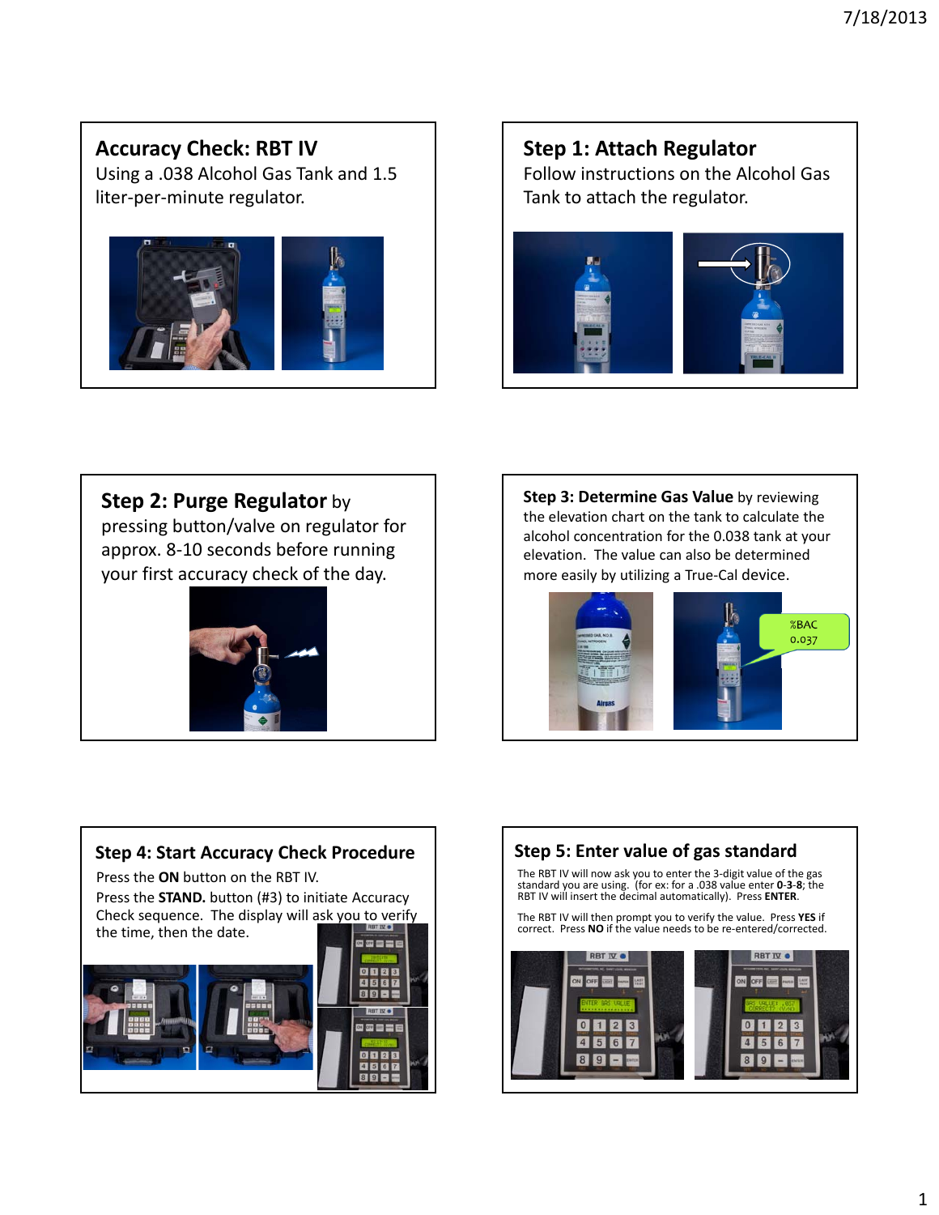## Accuracy Check: RBT IV

Using a .038 Alcohol Gas Tank and 1.5 liter-per-minute regulator.

## Step 1: Attach Regulator

Follow instructions on the Alcohol Gas Tank to attach the regulator.

## Step 2: Purge Regulator

**Step 2: Purge Regulator** by pressing button/valve on regulator for approx. 8-10 seconds before running your first accuracy check of the day.

## Step 3: Determine Gas Value

**Step 3: Determine Gas Value** by reviewing the elevation chart on the tank to calculate the alcohol concentration for the 0.038 tank at your elevation. The value can also be determined more easily by utilizing a True-Cal device.

%BAC 0.037

## Step 4: Start Accuracy Check Procedure

Press the **ON** button on the RBT IV.

Press the **STAND.** button (#3) to initiate Accuracy Check sequence. The display will ask you to verify the time, then the date.

## Step 5: Enter value of gas standard

The RBT IV will now ask you to enter the 3-digit value of the gas standard you are using. (for ex: for a .038 value enter **0-3-8**; the RBT IV will insert the decimal automatically). Press **ENTER**.

The RBT IV will then prompt you to verify the value. Press **YES** if correct. Press **NO** if the value needs to be re-entered/corrected.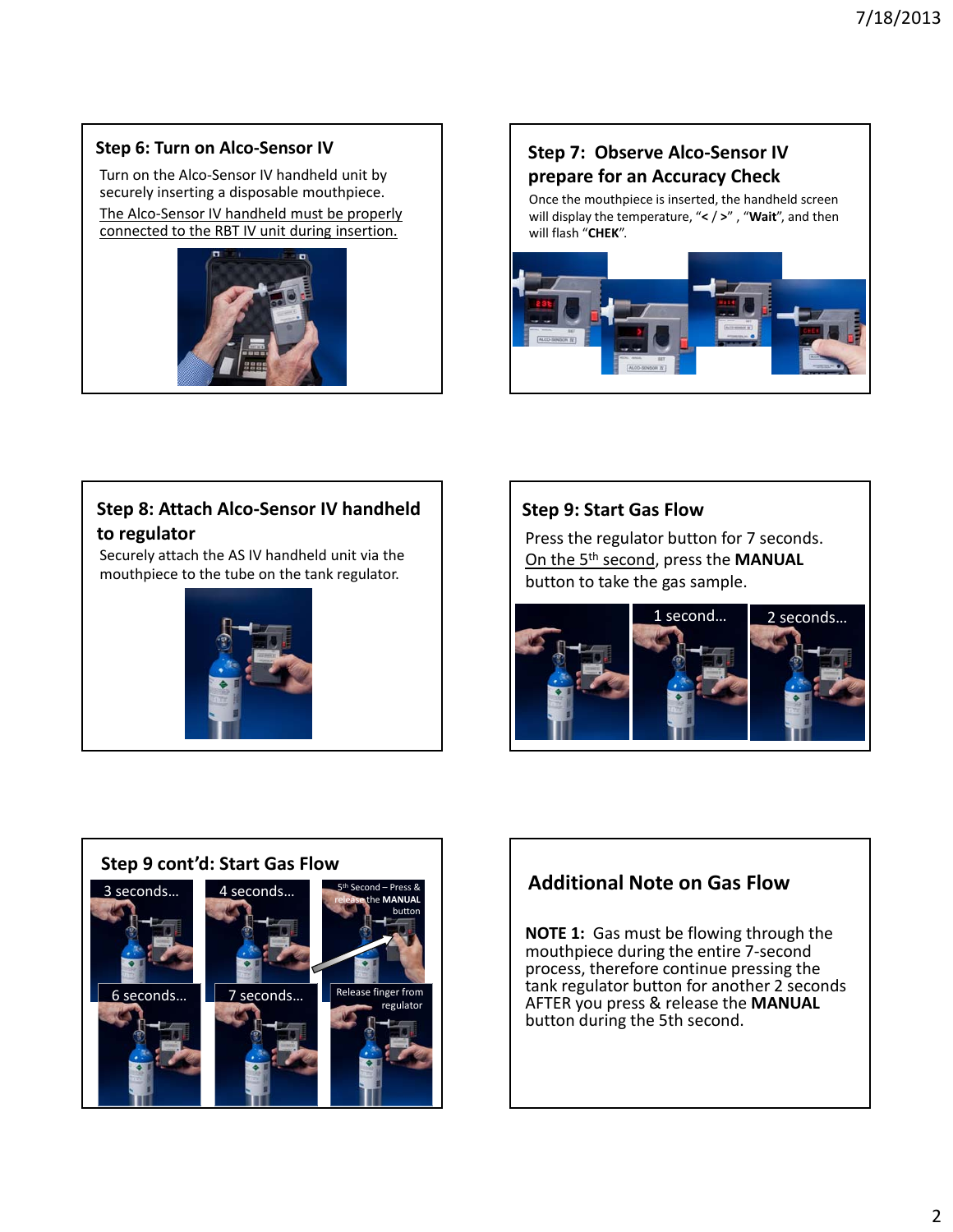## Step 6: Turn on Alco-Sensor IV

Turn on the Alco-Sensor IV handheld unit by securely inserting a disposable mouthpiece.

The Alco-Sensor IV handheld must be properly connected to the RBT IV unit during insertion.

## Step 7: Observe Alco-Sensor IV prepare for an Accuracy Check

Once the mouthpiece is inserted, the handheld screen will display the temperature, "**< / >**", "**Wait**", and then will flash "**CHEK**".

## Step 8: Attach Alco-Sensor IV handheld to regulator

Securely attach the AS IV handheld unit via the mouthpiece to the tube on the tank regulator.

## Step 9: Start Gas Flow

Press the regulator button for 7 seconds. On the 5th second, press the **MANUAL** button to take the gas sample.

1 second…

2 seconds…

## Step 9 cont'd: Start Gas Flow

3 seconds…

4 seconds…

5th Second – Press & release the **MANUAL** button

6 seconds…

7 seconds…

Release finger from regulator

## Additional Note on Gas Flow

**NOTE 1:** Gas must be flowing through the mouthpiece during the entire 7-second process, therefore continue pressing the tank regulator button for another 2 seconds AFTER you press & release the **MANUAL** button during the 5th second.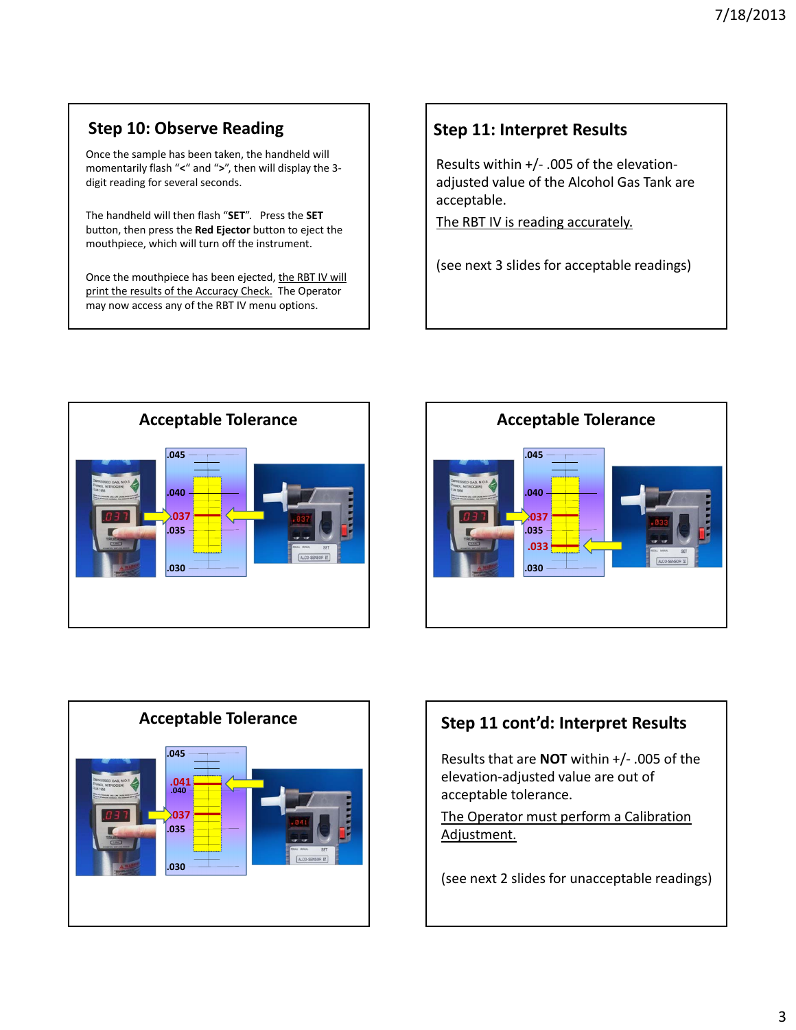## Step 10: Observe Reading

Once the sample has been taken, the handheld will momentarily flash "<" and ">", then will display the 3-digit reading for several seconds.

The handheld will then flash "**SET**". Press the **SET** button, then press the **Red Ejector** button to eject the mouthpiece, which will turn off the instrument.

Once the mouthpiece has been ejected, the RBT IV will print the results of the Accuracy Check. The Operator may now access any of the RBT IV menu options.

## Step 11: Interpret Results

Results within +/- .005 of the elevation-adjusted value of the Alcohol Gas Tank are acceptable.

The RBT IV is reading accurately.

(see next 3 slides for acceptable readings)

## Acceptable Tolerance

.045
.040
.037
.035
.030

## Acceptable Tolerance

.045
.040
.037
.035
.033
.030

## Acceptable Tolerance

.045
.041
.040
.037
.035
.030

## Step 11 cont'd: Interpret Results

Results that are **NOT** within +/- .005 of the elevation-adjusted value are out of acceptable tolerance.

The Operator must perform a Calibration Adjustment.

(see next 2 slides for unacceptable readings)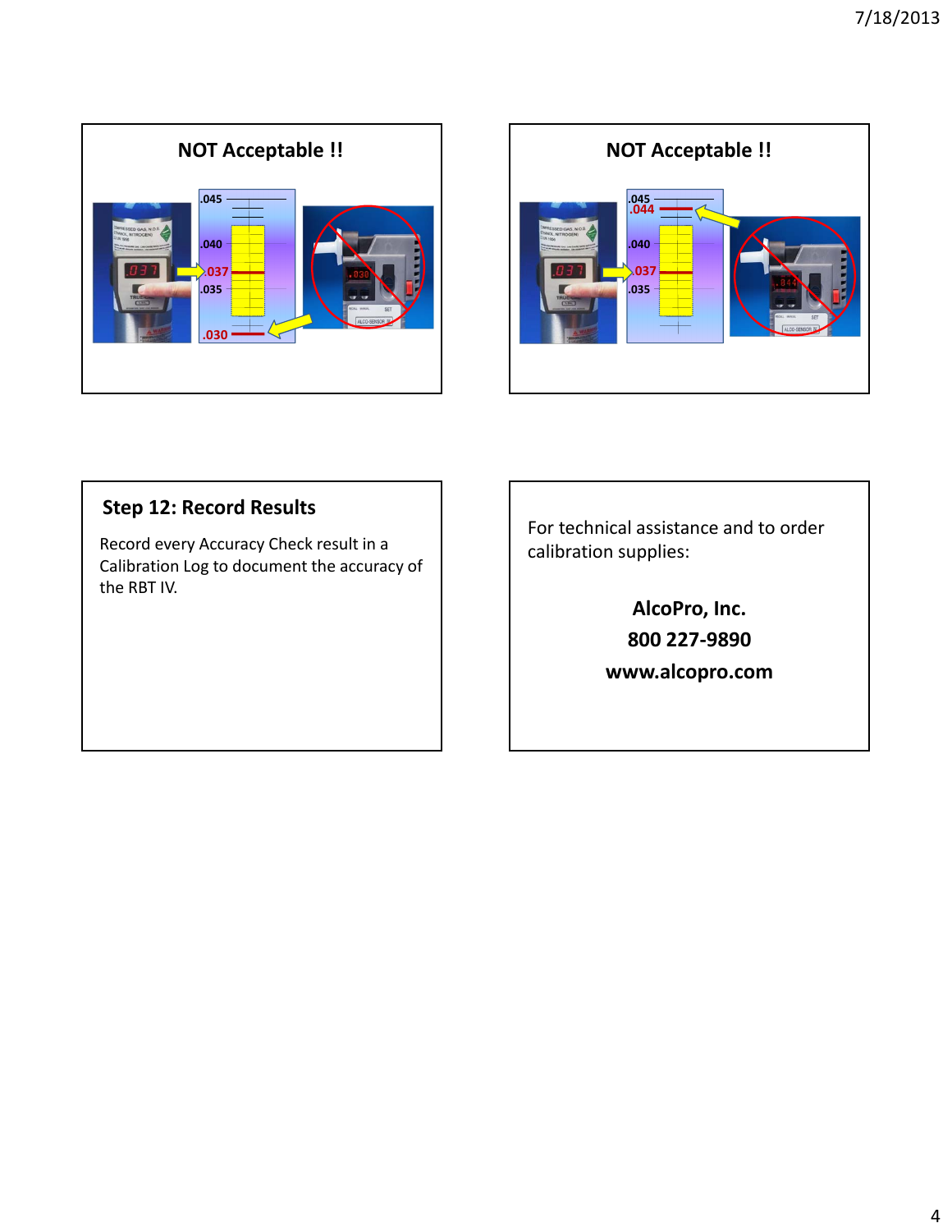## NOT Acceptable !!

.045
.040
.037
.035
.030

## NOT Acceptable !!

.045
.044
.040
.037
.035

## Step 12: Record Results

Record every Accuracy Check result in a Calibration Log to document the accuracy of the RBT IV.

For technical assistance and to order calibration supplies:

**AlcoPro, Inc.**

**800 227-9890**

**www.alcopro.com**